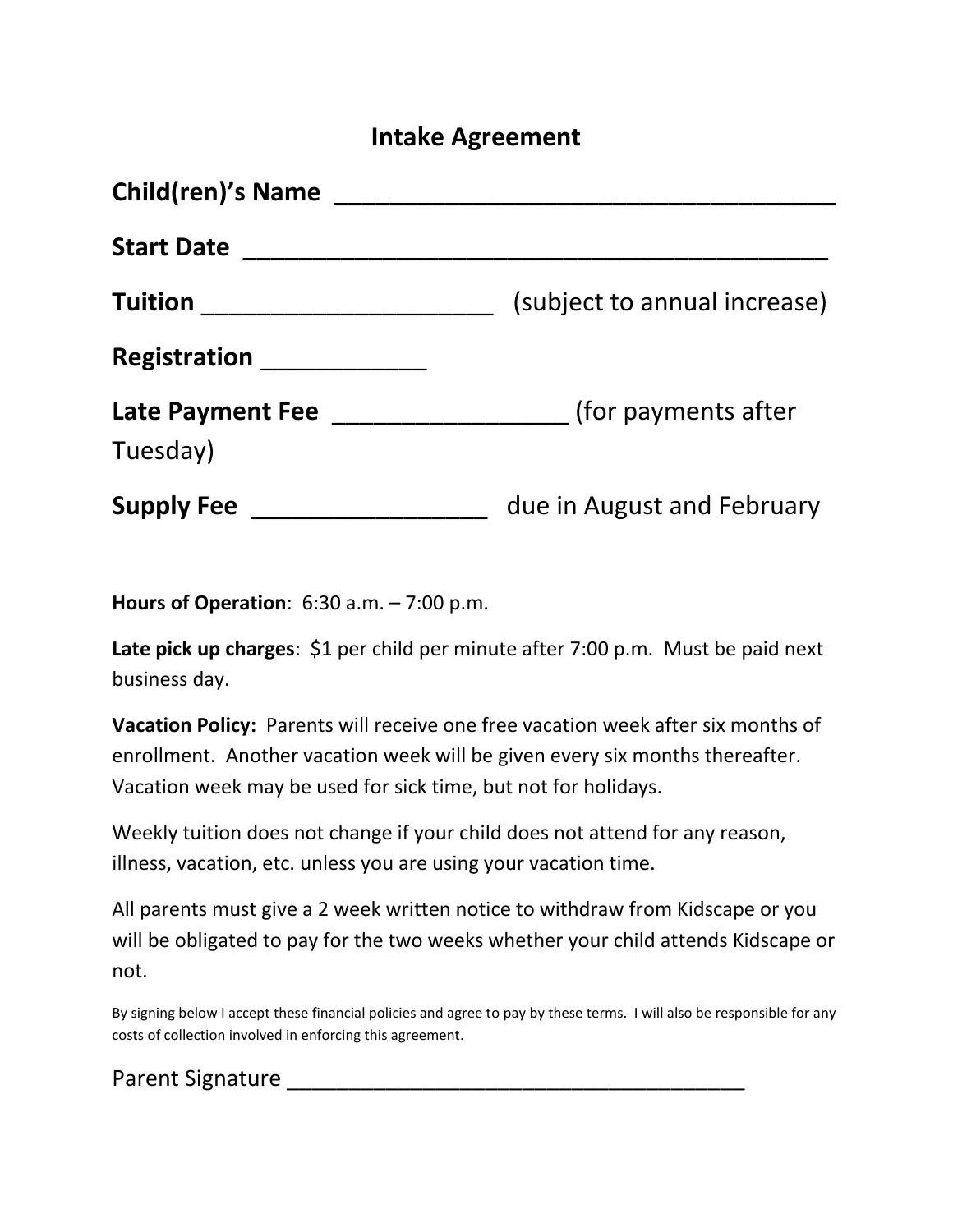# Intake Agreement

**Child(ren)'s Name** ____________________________________

**Start Date** ___________________________________________

**Tuition** _____________________ (subject to annual increase)

**Registration** ____________

**Late Payment Fee** _________________ (for payments after Tuesday)

**Supply Fee** _________________ due in August and February

**Hours of Operation**: 6:30 a.m. – 7:00 p.m.

**Late pick up charges**: $1 per child per minute after 7:00 p.m. Must be paid next business day.

**Vacation Policy:** Parents will receive one free vacation week after six months of enrollment. Another vacation week will be given every six months thereafter. Vacation week may be used for sick time, but not for holidays.

Weekly tuition does not change if your child does not attend for any reason, illness, vacation, etc. unless you are using your vacation time.

All parents must give a 2 week written notice to withdraw from Kidscape or you will be obligated to pay for the two weeks whether your child attends Kidscape or not.

By signing below I accept these financial policies and agree to pay by these terms. I will also be responsible for any costs of collection involved in enforcing this agreement.

Parent Signature ______________________________________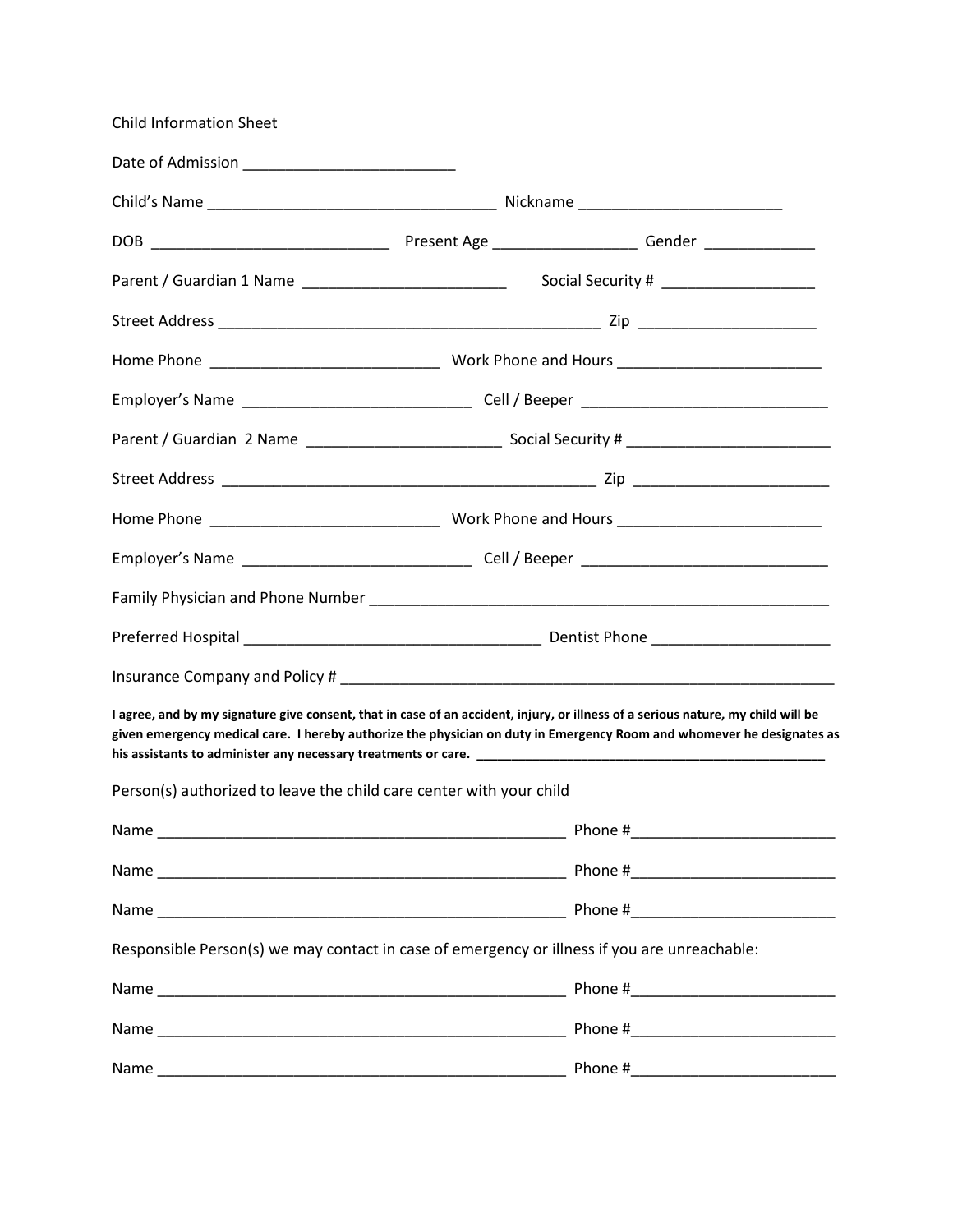Child Information Sheet

Date of Admission _________________________

Child's Name __________________________________ Nickname ________________________

DOB ___________________________ Present Age ________________ Gender _____________

Parent / Guardian 1 Name ________________________ Social Security # __________________

Street Address ____________________________________________ Zip ____________________

Home Phone __________________________ Work Phone and Hours ________________________

Employer's Name __________________________ Cell / Beeper _____________________________

Parent / Guardian 2 Name ______________________ Social Security # ________________________

Street Address _____________________________________________ Zip ______________________

Home Phone __________________________ Work Phone and Hours ________________________

Employer's Name __________________________ Cell / Beeper _____________________________

Family Physician and Phone Number _____________________________________________________

Preferred Hospital ___________________________________ Dentist Phone _____________________

Insurance Company and Policy # ___________________________________________________________

**I agree, and by my signature give consent, that in case of an accident, injury, or illness of a serious nature, my child will be given emergency medical care. I hereby authorize the physician on duty in Emergency Room and whomever he designates as his assistants to administer any necessary treatments or care.** _______________________________________________

Person(s) authorized to leave the child care center with your child

Name ________________________________________________ Phone #________________________

Name ________________________________________________ Phone #________________________

Name ________________________________________________ Phone #________________________

Responsible Person(s) we may contact in case of emergency or illness if you are unreachable:

Name ________________________________________________ Phone #________________________

Name ________________________________________________ Phone #________________________

Name ________________________________________________ Phone #________________________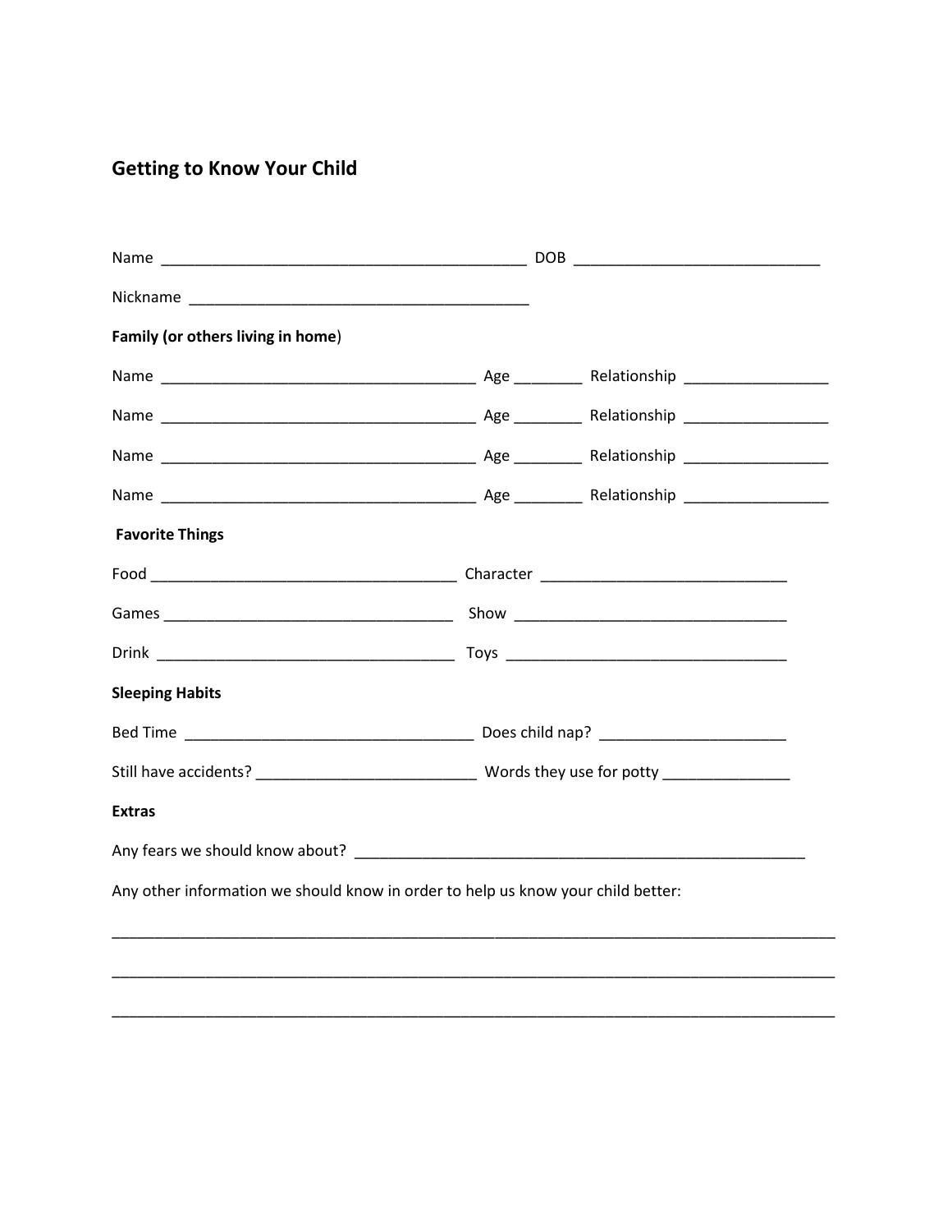## Getting to Know Your Child

Name ___________________________________________ DOB _____________________________

Nickname ________________________________________

**Family (or others living in home)**

Name _____________________________________ Age ________ Relationship _________________

Name _____________________________________ Age ________ Relationship _________________

Name _____________________________________ Age ________ Relationship _________________

Name _____________________________________ Age ________ Relationship _________________

**Favorite Things**

Food ___________________________________ Character _____________________________

Games __________________________________ Show _______________________________

Drink ___________________________________ Toys ________________________________

**Sleeping Habits**

Bed Time __________________________________ Does child nap? _____________________

Still have accidents? _________________________ Words they use for potty _______________

**Extras**

Any fears we should know about? _____________________________________________________

Any other information we should know in order to help us know your child better:

_____________________________________________________________________________________

_____________________________________________________________________________________

_____________________________________________________________________________________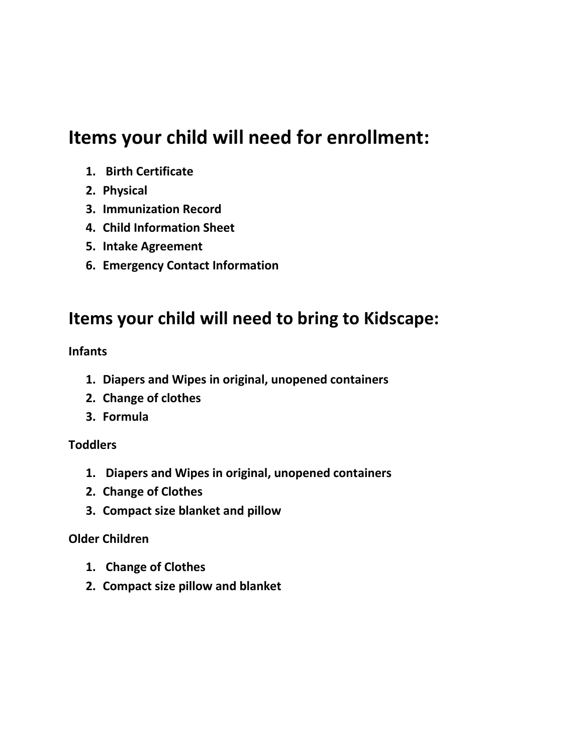## Items your child will need for enrollment:

1. **Birth Certificate**
2. **Physical**
3. **Immunization Record**
4. **Child Information Sheet**
5. **Intake Agreement**
6. **Emergency Contact Information**

## Items your child will need to bring to Kidscape:

**Infants**

1. **Diapers and Wipes in original, unopened containers**
2. **Change of clothes**
3. **Formula**

**Toddlers**

1. **Diapers and Wipes in original, unopened containers**
2. **Change of Clothes**
3. **Compact size blanket and pillow**

**Older Children**

1. **Change of Clothes**
2. **Compact size pillow and blanket**